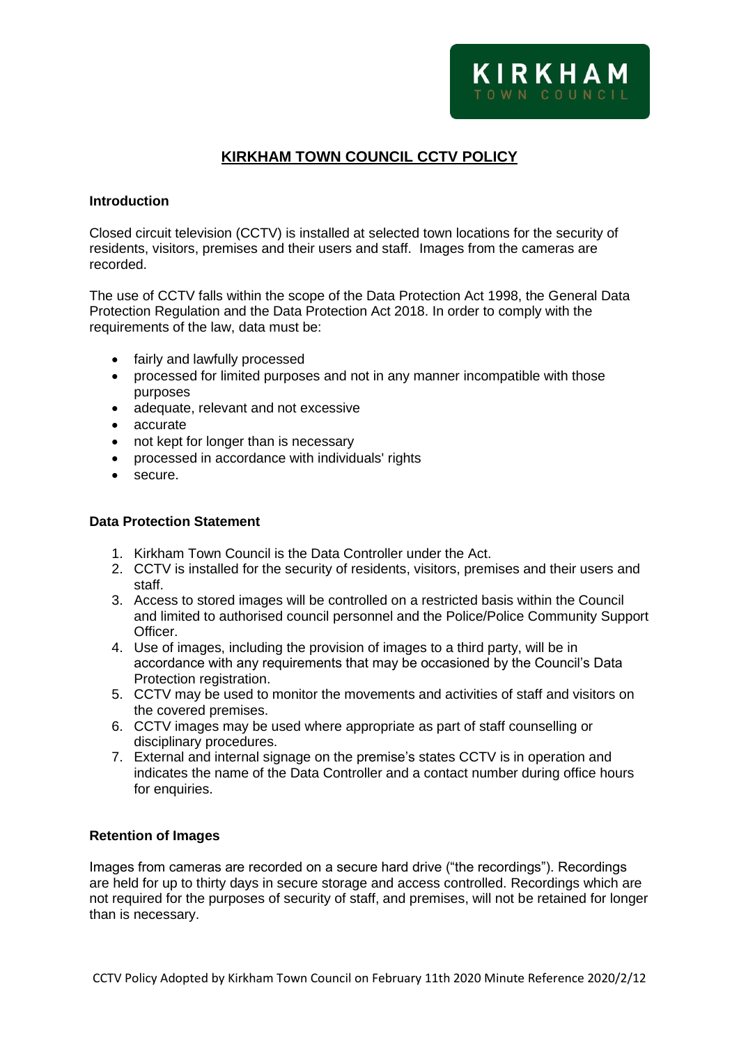KIRKHAM TOWN COUNCIL

# KIRKHAM TOWN COUNCIL CCTV POLICY

## Introduction

Closed circuit television (CCTV) is installed at selected town locations for the security of residents, visitors, premises and their users and staff. Images from the cameras are recorded.

The use of CCTV falls within the scope of the Data Protection Act 1998, the General Data Protection Regulation and the Data Protection Act 2018. In order to comply with the requirements of the law, data must be:

- fairly and lawfully processed
- processed for limited purposes and not in any manner incompatible with those purposes
- adequate, relevant and not excessive
- accurate
- not kept for longer than is necessary
- processed in accordance with individuals' rights
- secure.

## Data Protection Statement

1. Kirkham Town Council is the Data Controller under the Act.
2. CCTV is installed for the security of residents, visitors, premises and their users and staff.
3. Access to stored images will be controlled on a restricted basis within the Council and limited to authorised council personnel and the Police/Police Community Support Officer.
4. Use of images, including the provision of images to a third party, will be in accordance with any requirements that may be occasioned by the Council's Data Protection registration.
5. CCTV may be used to monitor the movements and activities of staff and visitors on the covered premises.
6. CCTV images may be used where appropriate as part of staff counselling or disciplinary procedures.
7. External and internal signage on the premise's states CCTV is in operation and indicates the name of the Data Controller and a contact number during office hours for enquiries.

## Retention of Images

Images from cameras are recorded on a secure hard drive ("the recordings"). Recordings are held for up to thirty days in secure storage and access controlled. Recordings which are not required for the purposes of security of staff, and premises, will not be retained for longer than is necessary.

CCTV Policy Adopted by Kirkham Town Council on February 11th 2020 Minute Reference 2020/2/12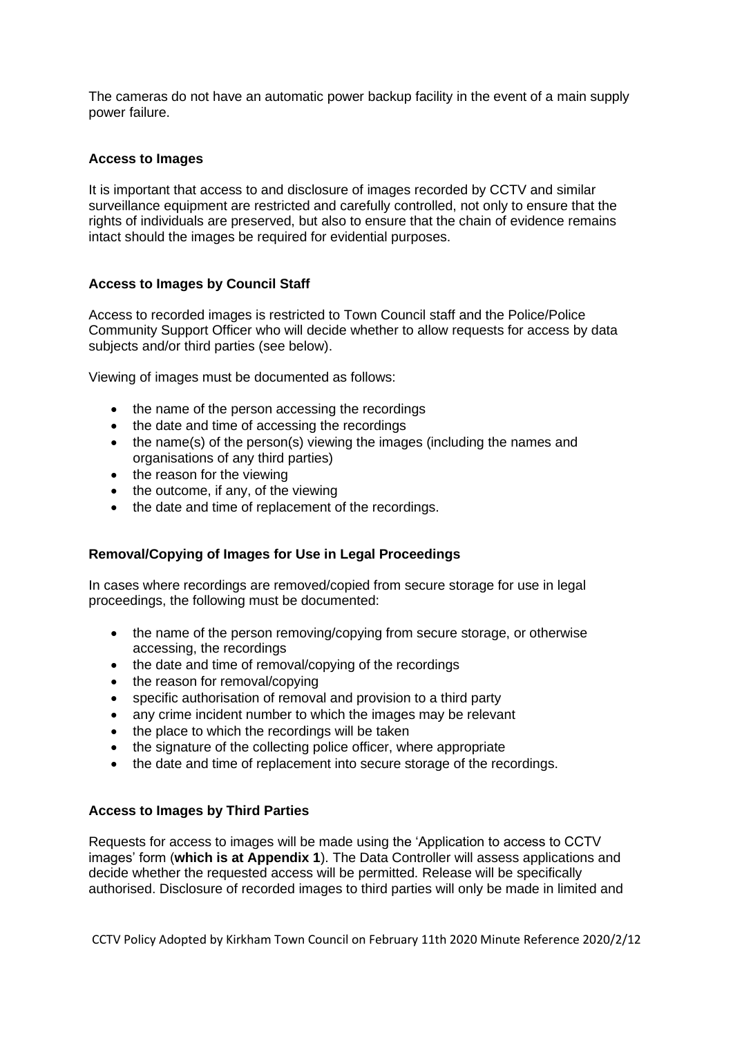The cameras do not have an automatic power backup facility in the event of a main supply power failure.

### Access to Images

It is important that access to and disclosure of images recorded by CCTV and similar surveillance equipment are restricted and carefully controlled, not only to ensure that the rights of individuals are preserved, but also to ensure that the chain of evidence remains intact should the images be required for evidential purposes.

### Access to Images by Council Staff

Access to recorded images is restricted to Town Council staff and the Police/Police Community Support Officer who will decide whether to allow requests for access by data subjects and/or third parties (see below).

Viewing of images must be documented as follows:

- the name of the person accessing the recordings
- the date and time of accessing the recordings
- the name(s) of the person(s) viewing the images (including the names and organisations of any third parties)
- the reason for the viewing
- the outcome, if any, of the viewing
- the date and time of replacement of the recordings.

### Removal/Copying of Images for Use in Legal Proceedings

In cases where recordings are removed/copied from secure storage for use in legal proceedings, the following must be documented:

- the name of the person removing/copying from secure storage, or otherwise accessing, the recordings
- the date and time of removal/copying of the recordings
- the reason for removal/copying
- specific authorisation of removal and provision to a third party
- any crime incident number to which the images may be relevant
- the place to which the recordings will be taken
- the signature of the collecting police officer, where appropriate
- the date and time of replacement into secure storage of the recordings.

### Access to Images by Third Parties

Requests for access to images will be made using the 'Application to access to CCTV images' form (**which is at Appendix 1**). The Data Controller will assess applications and decide whether the requested access will be permitted. Release will be specifically authorised. Disclosure of recorded images to third parties will only be made in limited and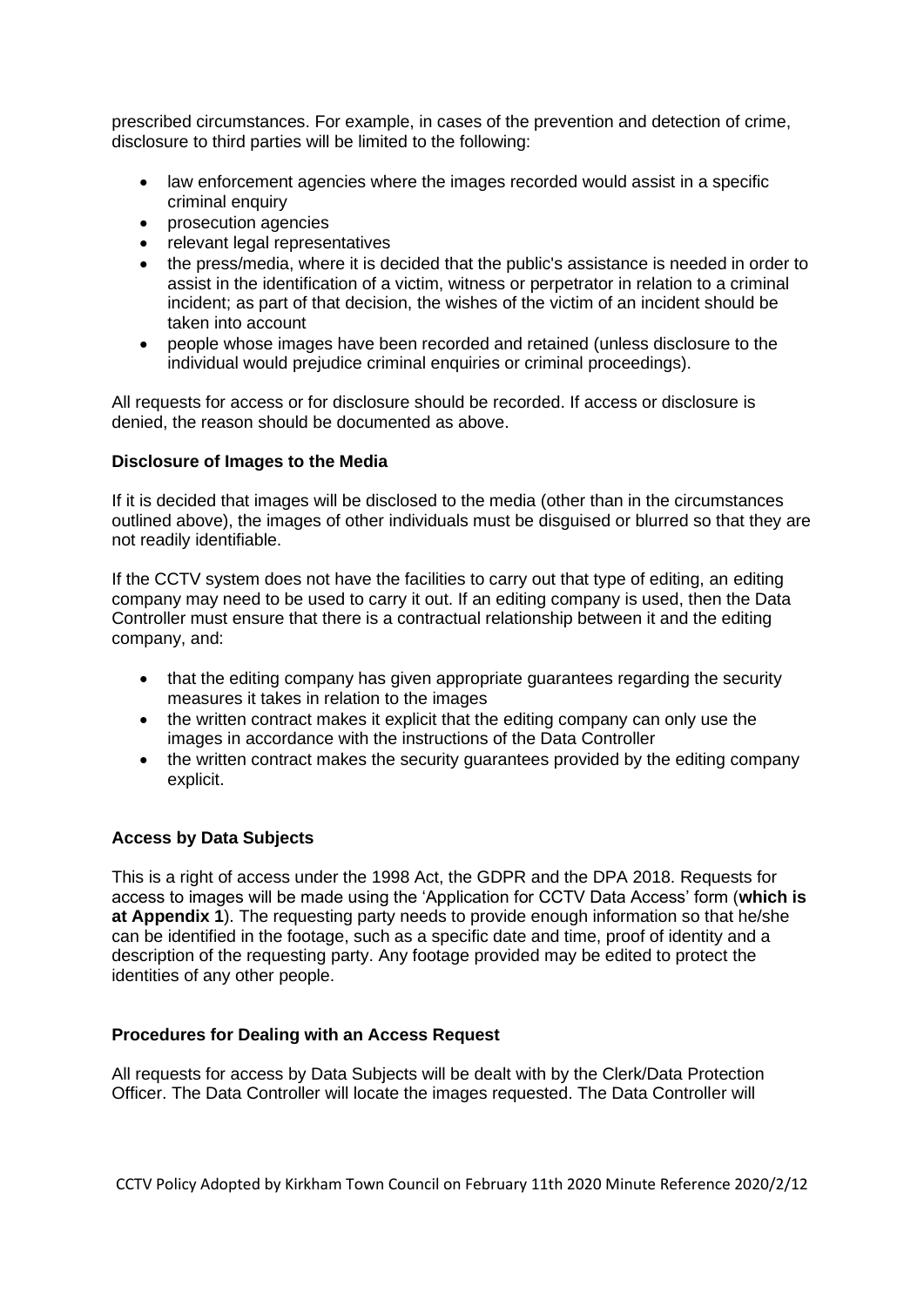prescribed circumstances. For example, in cases of the prevention and detection of crime, disclosure to third parties will be limited to the following:

- law enforcement agencies where the images recorded would assist in a specific criminal enquiry
- prosecution agencies
- relevant legal representatives
- the press/media, where it is decided that the public's assistance is needed in order to assist in the identification of a victim, witness or perpetrator in relation to a criminal incident; as part of that decision, the wishes of the victim of an incident should be taken into account
- people whose images have been recorded and retained (unless disclosure to the individual would prejudice criminal enquiries or criminal proceedings).

All requests for access or for disclosure should be recorded. If access or disclosure is denied, the reason should be documented as above.

**Disclosure of Images to the Media**

If it is decided that images will be disclosed to the media (other than in the circumstances outlined above), the images of other individuals must be disguised or blurred so that they are not readily identifiable.

If the CCTV system does not have the facilities to carry out that type of editing, an editing company may need to be used to carry it out. If an editing company is used, then the Data Controller must ensure that there is a contractual relationship between it and the editing company, and:

- that the editing company has given appropriate guarantees regarding the security measures it takes in relation to the images
- the written contract makes it explicit that the editing company can only use the images in accordance with the instructions of the Data Controller
- the written contract makes the security guarantees provided by the editing company explicit.

**Access by Data Subjects**

This is a right of access under the 1998 Act, the GDPR and the DPA 2018. Requests for access to images will be made using the 'Application for CCTV Data Access' form (**which is at Appendix 1**). The requesting party needs to provide enough information so that he/she can be identified in the footage, such as a specific date and time, proof of identity and a description of the requesting party. Any footage provided may be edited to protect the identities of any other people.

**Procedures for Dealing with an Access Request**

All requests for access by Data Subjects will be dealt with by the Clerk/Data Protection Officer. The Data Controller will locate the images requested. The Data Controller will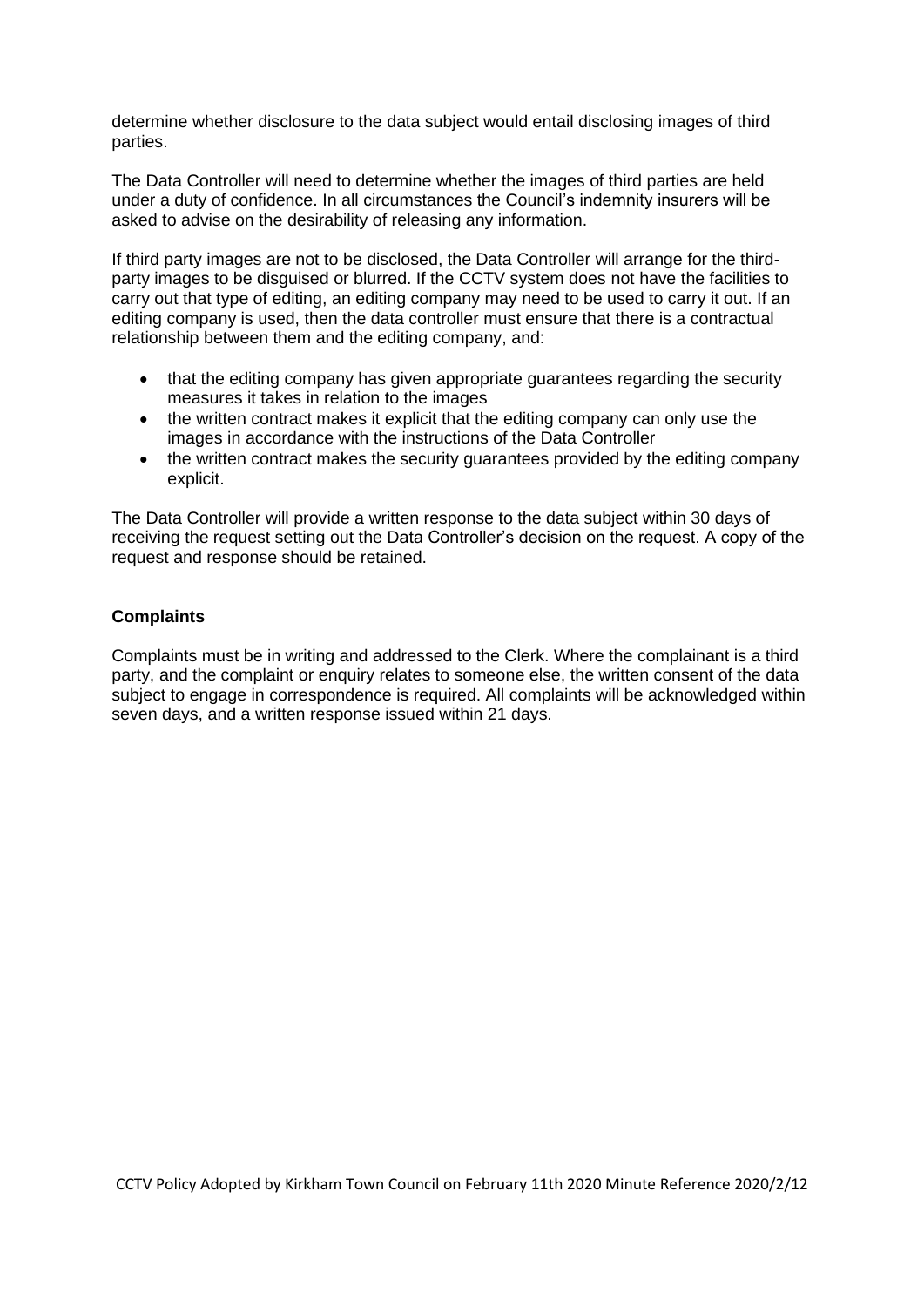determine whether disclosure to the data subject would entail disclosing images of third parties.

The Data Controller will need to determine whether the images of third parties are held under a duty of confidence. In all circumstances the Council's indemnity insurers will be asked to advise on the desirability of releasing any information.

If third party images are not to be disclosed, the Data Controller will arrange for the third-party images to be disguised or blurred. If the CCTV system does not have the facilities to carry out that type of editing, an editing company may need to be used to carry it out. If an editing company is used, then the data controller must ensure that there is a contractual relationship between them and the editing company, and:

- that the editing company has given appropriate guarantees regarding the security measures it takes in relation to the images
- the written contract makes it explicit that the editing company can only use the images in accordance with the instructions of the Data Controller
- the written contract makes the security guarantees provided by the editing company explicit.

The Data Controller will provide a written response to the data subject within 30 days of receiving the request setting out the Data Controller's decision on the request. A copy of the request and response should be retained.

**Complaints**

Complaints must be in writing and addressed to the Clerk. Where the complainant is a third party, and the complaint or enquiry relates to someone else, the written consent of the data subject to engage in correspondence is required. All complaints will be acknowledged within seven days, and a written response issued within 21 days.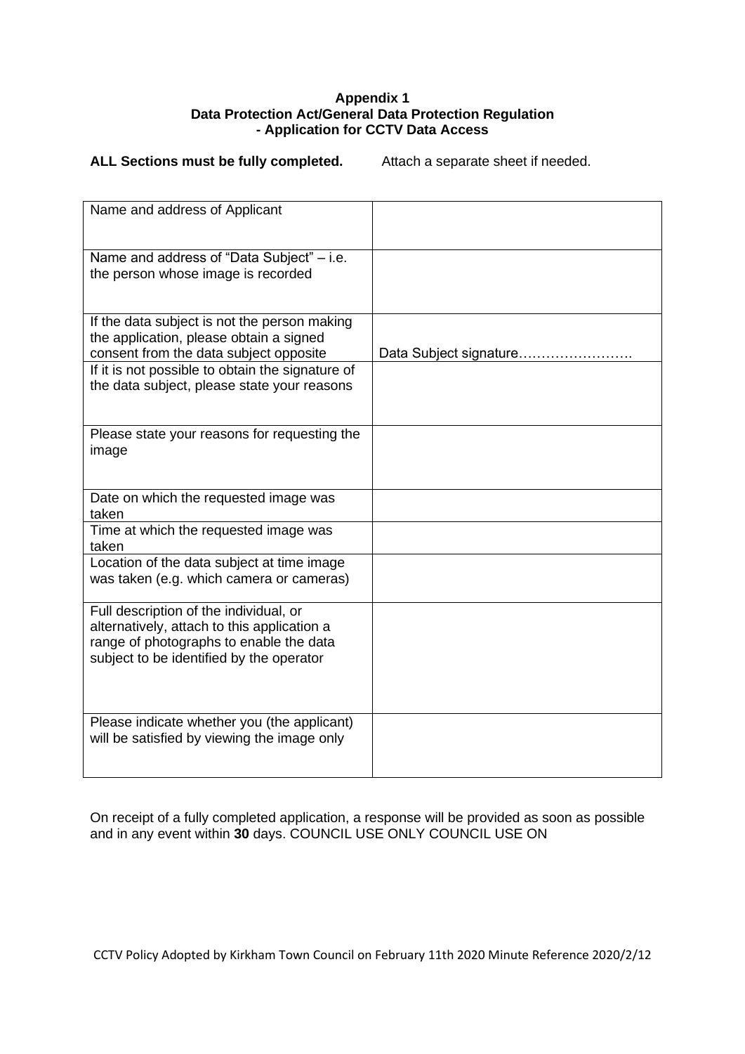**Appendix 1**
**Data Protection Act/General Data Protection Regulation**
**- Application for CCTV Data Access**

**ALL Sections must be fully completed.** Attach a separate sheet if needed.

| | |
|---|---|
| Name and address of Applicant | |
| Name and address of "Data Subject" – i.e. the person whose image is recorded | |
| If the data subject is not the person making the application, please obtain a signed consent from the data subject opposite | Data Subject signature……………………. |
| If it is not possible to obtain the signature of the data subject, please state your reasons | |
| Please state your reasons for requesting the image | |
| Date on which the requested image was taken | |
| Time at which the requested image was taken | |
| Location of the data subject at time image was taken (e.g. which camera or cameras) | |
| Full description of the individual, or alternatively, attach to this application a range of photographs to enable the data subject to be identified by the operator | |
| Please indicate whether you (the applicant) will be satisfied by viewing the image only | |

On receipt of a fully completed application, a response will be provided as soon as possible and in any event within **30** days. COUNCIL USE ONLY COUNCIL USE ON

CCTV Policy Adopted by Kirkham Town Council on February 11th 2020 Minute Reference 2020/2/12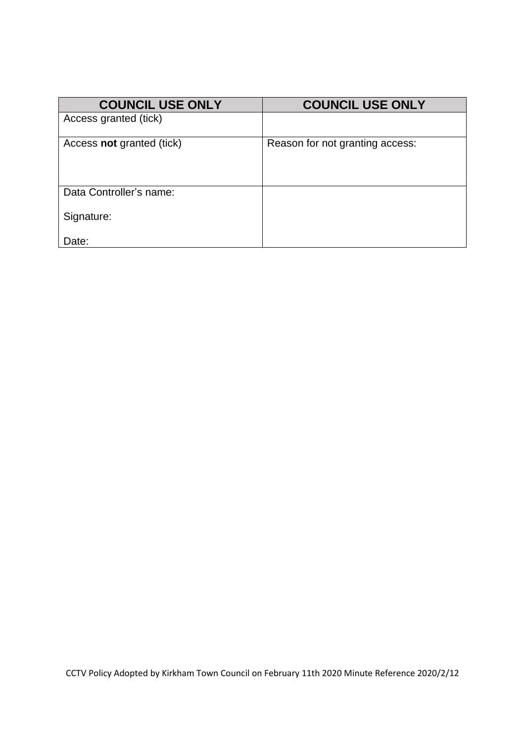| COUNCIL USE ONLY | COUNCIL USE ONLY |
|---|---|
| Access granted (tick) | |
| Access **not** granted (tick) | Reason for not granting access: |
| Data Controller's name:<br><br>Signature:<br><br>Date: | |